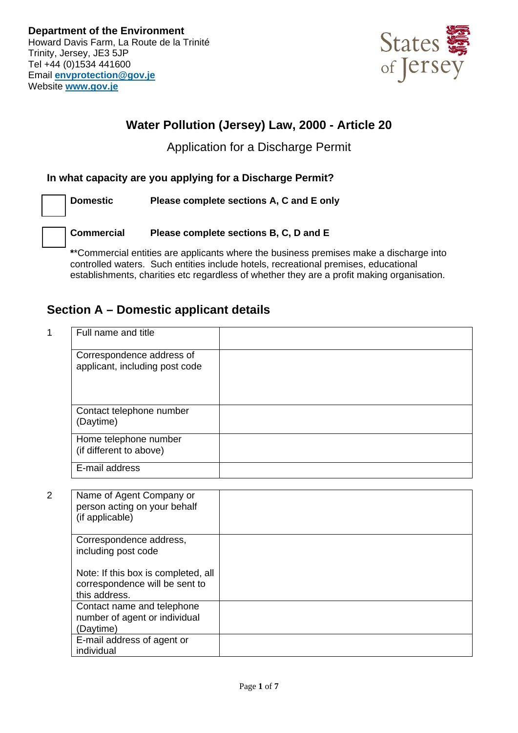**Department of the Environment**
Howard Davis Farm, La Route de la Trinité
Trinity, Jersey, JE3 5JP
Tel +44 (0)1534 441600
Email **envprotection@gov.je**
Website **www.gov.je**

States of Jersey

## Water Pollution (Jersey) Law, 2000 - Article 20

Application for a Discharge Permit

**In what capacity are you applying for a Discharge Permit?**

☐ **Domestic** **Please complete sections A, C and E only**

☐ **Commercial** **Please complete sections B, C, D and E**

****Commercial entities are applicants where the business premises make a discharge into controlled waters. Such entities include hotels, recreational premises, educational establishments, charities etc regardless of whether they are a profit making organisation.

## Section A – Domestic applicant details

1

| Field | Response |
|---|---|
| Full name and title | |
| Correspondence address of applicant, including post code | |
| Contact telephone number (Daytime) | |
| Home telephone number (if different to above) | |
| E-mail address | |

2

| Field | Response |
|---|---|
| Name of Agent Company or person acting on your behalf (if applicable) | |
| Correspondence address, including post code<br><br>Note: If this box is completed, all correspondence will be sent to this address. | |
| Contact name and telephone number of agent or individual (Daytime) | |
| E-mail address of agent or individual | |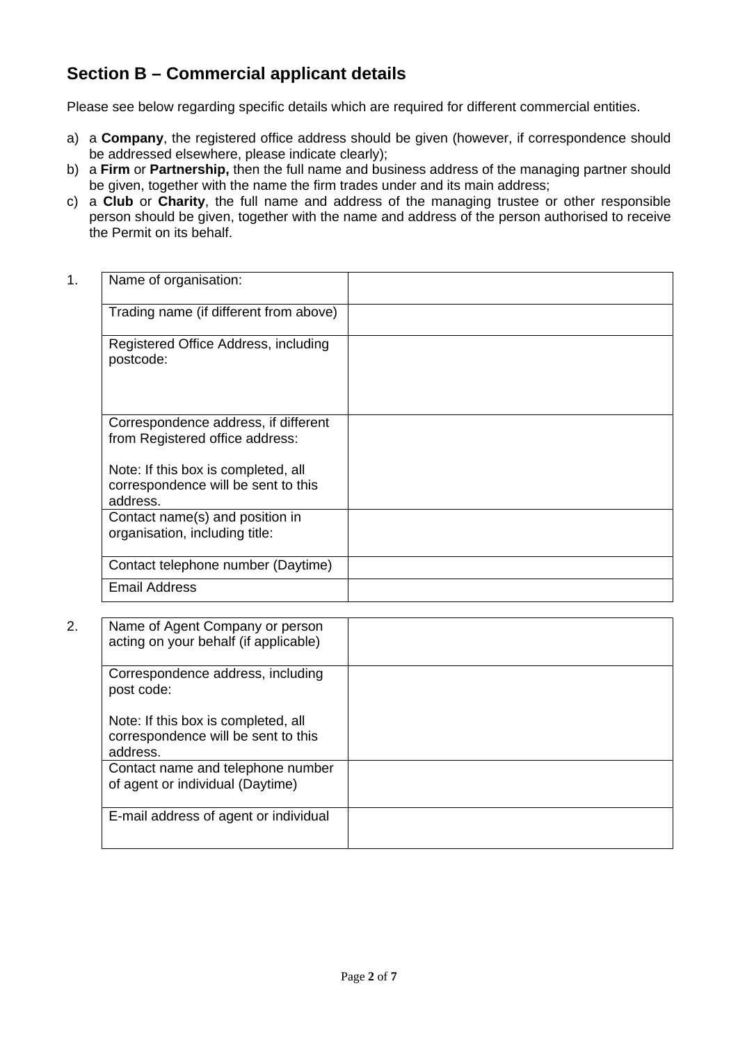## Section B – Commercial applicant details

Please see below regarding specific details which are required for different commercial entities.

a) a **Company**, the registered office address should be given (however, if correspondence should be addressed elsewhere, please indicate clearly);
b) a **Firm** or **Partnership,** then the full name and business address of the managing partner should be given, together with the name the firm trades under and its main address;
c) a **Club** or **Charity**, the full name and address of the managing trustee or other responsible person should be given, together with the name and address of the person authorised to receive the Permit on its behalf.

1.

| | |
|---|---|
| Name of organisation: | |
| Trading name (if different from above) | |
| Registered Office Address, including postcode: | |
| Correspondence address, if different from Registered office address:<br><br>Note: If this box is completed, all correspondence will be sent to this address. | |
| Contact name(s) and position in organisation, including title: | |
| Contact telephone number (Daytime) | |
| Email Address | |

2.

| | |
|---|---|
| Name of Agent Company or person acting on your behalf (if applicable) | |
| Correspondence address, including post code:<br><br>Note: If this box is completed, all correspondence will be sent to this address. | |
| Contact name and telephone number of agent or individual (Daytime) | |
| E-mail address of agent or individual | |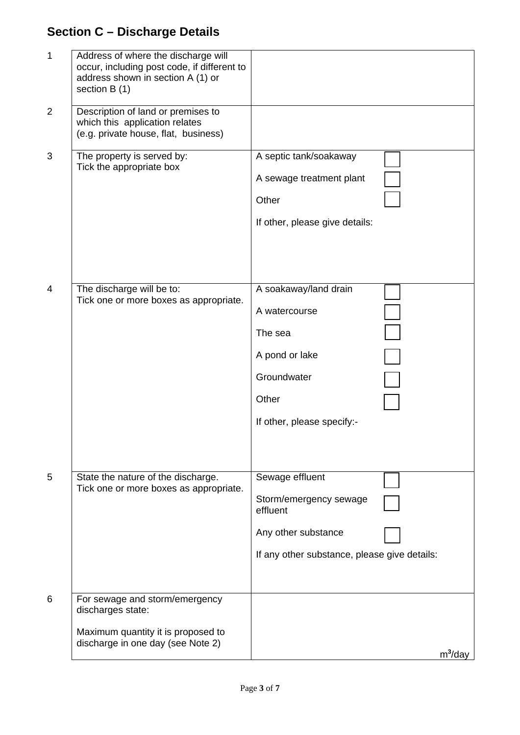## Section C – Discharge Details

| | | |
|---|---|---|
| 1 | Address of where the discharge will occur, including post code, if different to address shown in section A (1) or section B (1) | |
| 2 | Description of land or premises to which this application relates (e.g. private house, flat, business) | |
| 3 | The property is served by: Tick the appropriate box | A septic tank/soakaway ☐<br>A sewage treatment plant ☐<br>Other ☐<br>If other, please give details: |
| 4 | The discharge will be to: Tick one or more boxes as appropriate. | A soakaway/land drain ☐<br>A watercourse ☐<br>The sea ☐<br>A pond or lake ☐<br>Groundwater ☐<br>Other ☐<br>If other, please specify:- |
| 5 | State the nature of the discharge. Tick one or more boxes as appropriate. | Sewage effluent ☐<br>Storm/emergency sewage effluent ☐<br>Any other substance ☐<br>If any other substance, please give details: |
| 6 | For sewage and storm/emergency discharges state:<br><br>Maximum quantity it is proposed to discharge in one day (see Note 2) | $m^3$/day |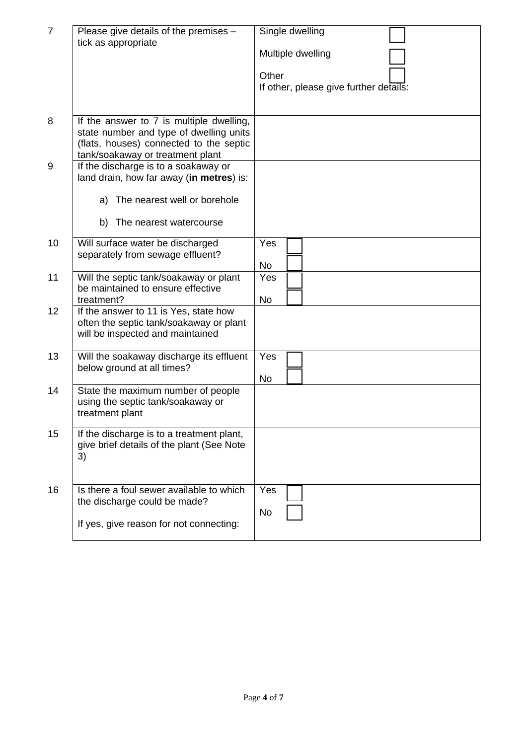| | | |
|---|---|---|
| 7 | Please give details of the premises – tick as appropriate | Single dwelling ☐<br>Multiple dwelling ☐<br>Other ☐<br>If other, please give further details: |
| 8 | If the answer to 7 is multiple dwelling, state number and type of dwelling units (flats, houses) connected to the septic tank/soakaway or treatment plant | |
| 9 | If the discharge is to a soakaway or land drain, how far away (**in metres**) is:<br>a) The nearest well or borehole<br>b) The nearest watercourse | |
| 10 | Will surface water be discharged separately from sewage effluent? | Yes ☐<br>No ☐ |
| 11 | Will the septic tank/soakaway or plant be maintained to ensure effective treatment? | Yes ☐<br>No ☐ |
| 12 | If the answer to 11 is Yes, state how often the septic tank/soakaway or plant will be inspected and maintained | |
| 13 | Will the soakaway discharge its effluent below ground at all times? | Yes ☐<br>No ☐ |
| 14 | State the maximum number of people using the septic tank/soakaway or treatment plant | |
| 15 | If the discharge is to a treatment plant, give brief details of the plant (See Note 3) | |
| 16 | Is there a foul sewer available to which the discharge could be made?<br>If yes, give reason for not connecting: | Yes ☐<br>No ☐ |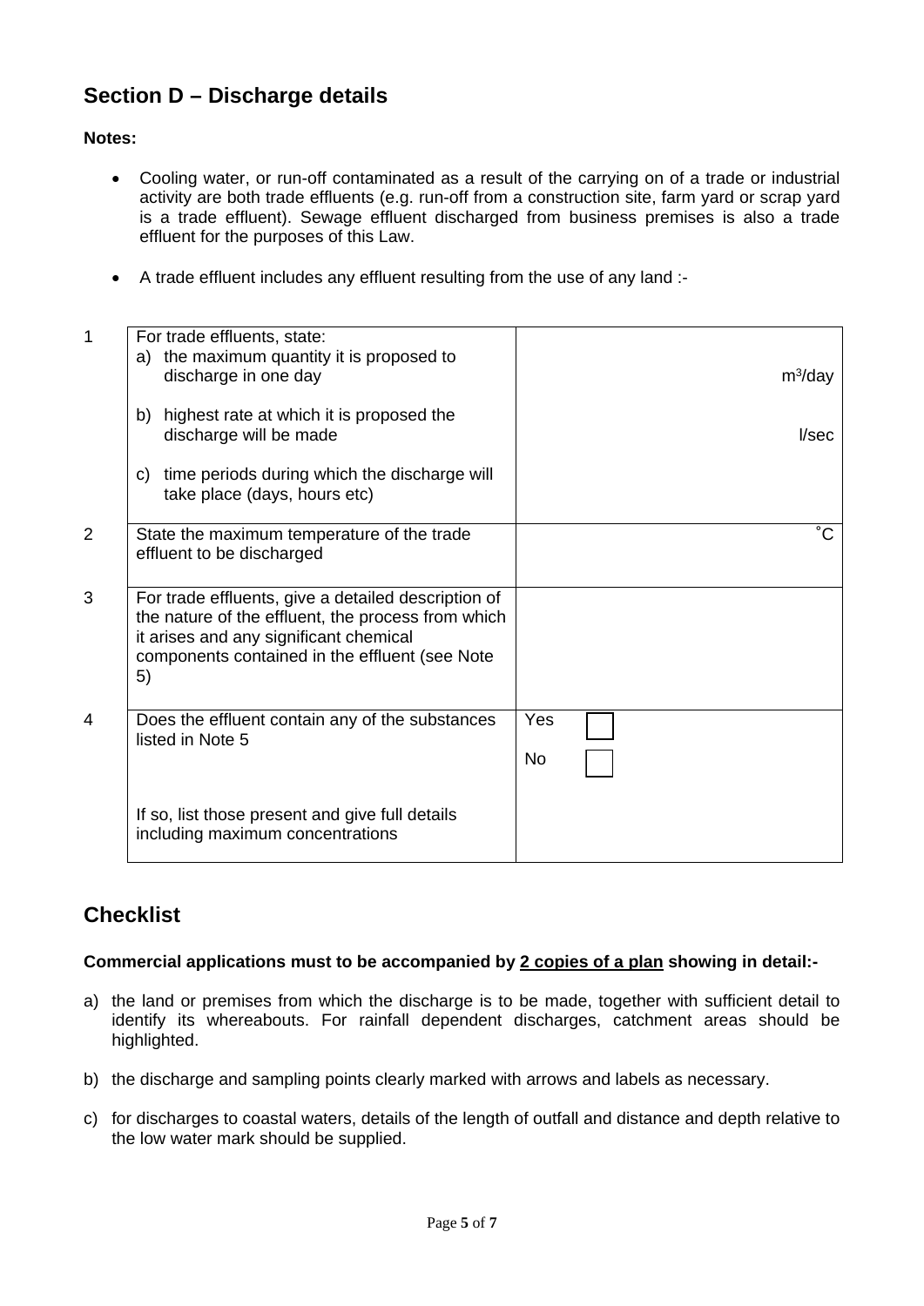## Section D – Discharge details

**Notes:**

- Cooling water, or run-off contaminated as a result of the carrying on of a trade or industrial activity are both trade effluents (e.g. run-off from a construction site, farm yard or scrap yard is a trade effluent). Sewage effluent discharged from business premises is also a trade effluent for the purposes of this Law.
- A trade effluent includes any effluent resulting from the use of any land :-

| | | |
|---|---|---|
| 1 | For trade effluents, state:<br>a) the maximum quantity it is proposed to discharge in one day<br>b) highest rate at which it is proposed the discharge will be made<br>c) time periods during which the discharge will take place (days, hours etc) | $m^3$/day<br>l/sec |
| 2 | State the maximum temperature of the trade effluent to be discharged | °C |
| 3 | For trade effluents, give a detailed description of the nature of the effluent, the process from which it arises and any significant chemical components contained in the effluent (see Note 5) | |
| 4 | Does the effluent contain any of the substances listed in Note 5<br>If so, list those present and give full details including maximum concentrations | Yes ☐<br>No ☐ |

## Checklist

**Commercial applications must to be accompanied by <u>2 copies of a plan</u> showing in detail:-**

a) the land or premises from which the discharge is to be made, together with sufficient detail to identify its whereabouts. For rainfall dependent discharges, catchment areas should be highlighted.

b) the discharge and sampling points clearly marked with arrows and labels as necessary.

c) for discharges to coastal waters, details of the length of outfall and distance and depth relative to the low water mark should be supplied.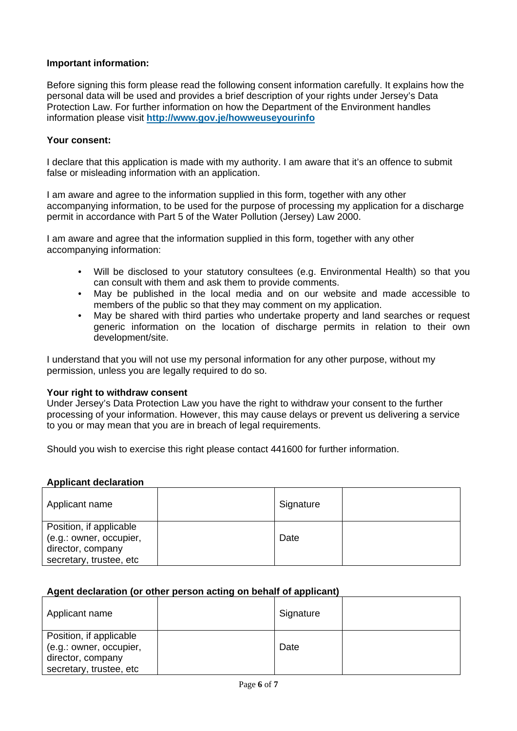**Important information:**

Before signing this form please read the following consent information carefully. It explains how the personal data will be used and provides a brief description of your rights under Jersey's Data Protection Law. For further information on how the Department of the Environment handles information please visit **http://www.gov.je/howweuseyourinfo**

**Your consent:**

I declare that this application is made with my authority. I am aware that it's an offence to submit false or misleading information with an application.

I am aware and agree to the information supplied in this form, together with any other accompanying information, to be used for the purpose of processing my application for a discharge permit in accordance with Part 5 of the Water Pollution (Jersey) Law 2000.

I am aware and agree that the information supplied in this form, together with any other accompanying information:

- Will be disclosed to your statutory consultees (e.g. Environmental Health) so that you can consult with them and ask them to provide comments.
- May be published in the local media and on our website and made accessible to members of the public so that they may comment on my application.
- May be shared with third parties who undertake property and land searches or request generic information on the location of discharge permits in relation to their own development/site.

I understand that you will not use my personal information for any other purpose, without my permission, unless you are legally required to do so.

**Your right to withdraw consent**
Under Jersey's Data Protection Law you have the right to withdraw your consent to the further processing of your information. However, this may cause delays or prevent us delivering a service to you or may mean that you are in breach of legal requirements.

Should you wish to exercise this right please contact 441600 for further information.

**Applicant declaration**

| Applicant name | | Signature | |
|---|---|---|---|
| Position, if applicable (e.g.: owner, occupier, director, company secretary, trustee, etc | | Date | |

**Agent declaration (or other person acting on behalf of applicant)**

| Applicant name | | Signature | |
|---|---|---|---|
| Position, if applicable (e.g.: owner, occupier, director, company secretary, trustee, etc | | Date | |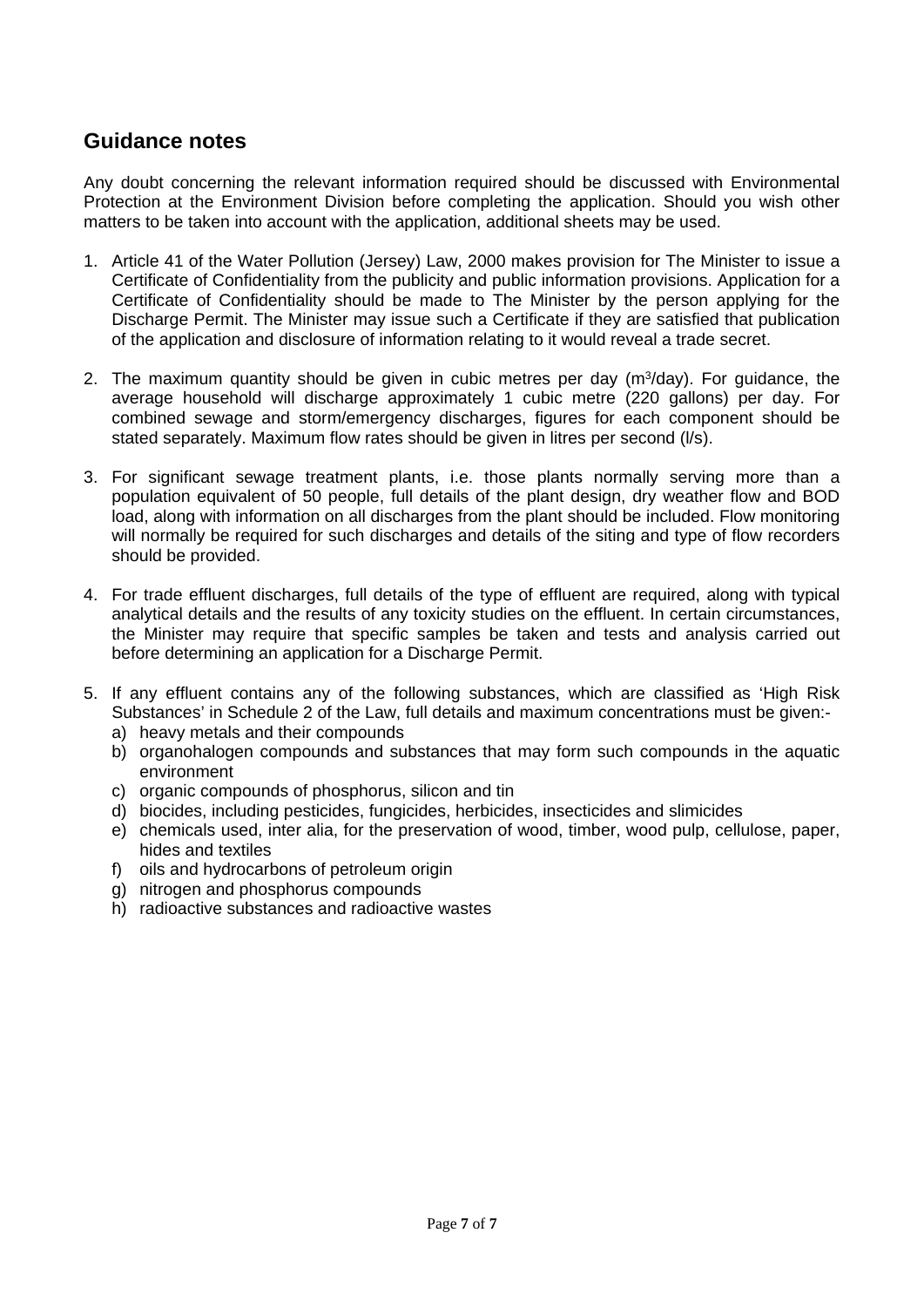## Guidance notes

Any doubt concerning the relevant information required should be discussed with Environmental Protection at the Environment Division before completing the application. Should you wish other matters to be taken into account with the application, additional sheets may be used.

1. Article 41 of the Water Pollution (Jersey) Law, 2000 makes provision for The Minister to issue a Certificate of Confidentiality from the publicity and public information provisions. Application for a Certificate of Confidentiality should be made to The Minister by the person applying for the Discharge Permit. The Minister may issue such a Certificate if they are satisfied that publication of the application and disclosure of information relating to it would reveal a trade secret.

2. The maximum quantity should be given in cubic metres per day ($m^3$/day). For guidance, the average household will discharge approximately 1 cubic metre (220 gallons) per day. For combined sewage and storm/emergency discharges, figures for each component should be stated separately. Maximum flow rates should be given in litres per second (l/s).

3. For significant sewage treatment plants, i.e. those plants normally serving more than a population equivalent of 50 people, full details of the plant design, dry weather flow and BOD load, along with information on all discharges from the plant should be included. Flow monitoring will normally be required for such discharges and details of the siting and type of flow recorders should be provided.

4. For trade effluent discharges, full details of the type of effluent are required, along with typical analytical details and the results of any toxicity studies on the effluent. In certain circumstances, the Minister may require that specific samples be taken and tests and analysis carried out before determining an application for a Discharge Permit.

5. If any effluent contains any of the following substances, which are classified as 'High Risk Substances' in Schedule 2 of the Law, full details and maximum concentrations must be given:-
   a) heavy metals and their compounds
   b) organohalogen compounds and substances that may form such compounds in the aquatic environment
   c) organic compounds of phosphorus, silicon and tin
   d) biocides, including pesticides, fungicides, herbicides, insecticides and slimicides
   e) chemicals used, inter alia, for the preservation of wood, timber, wood pulp, cellulose, paper, hides and textiles
   f) oils and hydrocarbons of petroleum origin
   g) nitrogen and phosphorus compounds
   h) radioactive substances and radioactive wastes